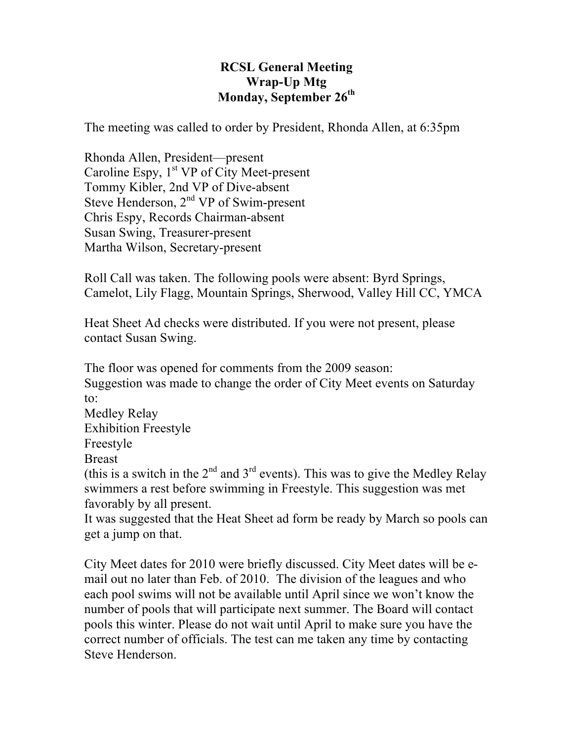**RCSL General Meeting**
**Wrap-Up Mtg**
**Monday, September 26th**

The meeting was called to order by President, Rhonda Allen, at 6:35pm

Rhonda Allen, President—present
Caroline Espy, 1st VP of City Meet-present
Tommy Kibler, 2nd VP of Dive-absent
Steve Henderson, 2nd VP of Swim-present
Chris Espy, Records Chairman-absent
Susan Swing, Treasurer-present
Martha Wilson, Secretary-present

Roll Call was taken. The following pools were absent: Byrd Springs, Camelot, Lily Flagg, Mountain Springs, Sherwood, Valley Hill CC, YMCA

Heat Sheet Ad checks were distributed. If you were not present, please contact Susan Swing.

The floor was opened for comments from the 2009 season:
Suggestion was made to change the order of City Meet events on Saturday to:
Medley Relay
Exhibition Freestyle
Freestyle
Breast
(this is a switch in the 2nd and 3rd events). This was to give the Medley Relay swimmers a rest before swimming in Freestyle. This suggestion was met favorably by all present.
It was suggested that the Heat Sheet ad form be ready by March so pools can get a jump on that.

City Meet dates for 2010 were briefly discussed. City Meet dates will be e-mail out no later than Feb. of 2010. The division of the leagues and who each pool swims will not be available until April since we won't know the number of pools that will participate next summer. The Board will contact pools this winter. Please do not wait until April to make sure you have the correct number of officials. The test can me taken any time by contacting Steve Henderson.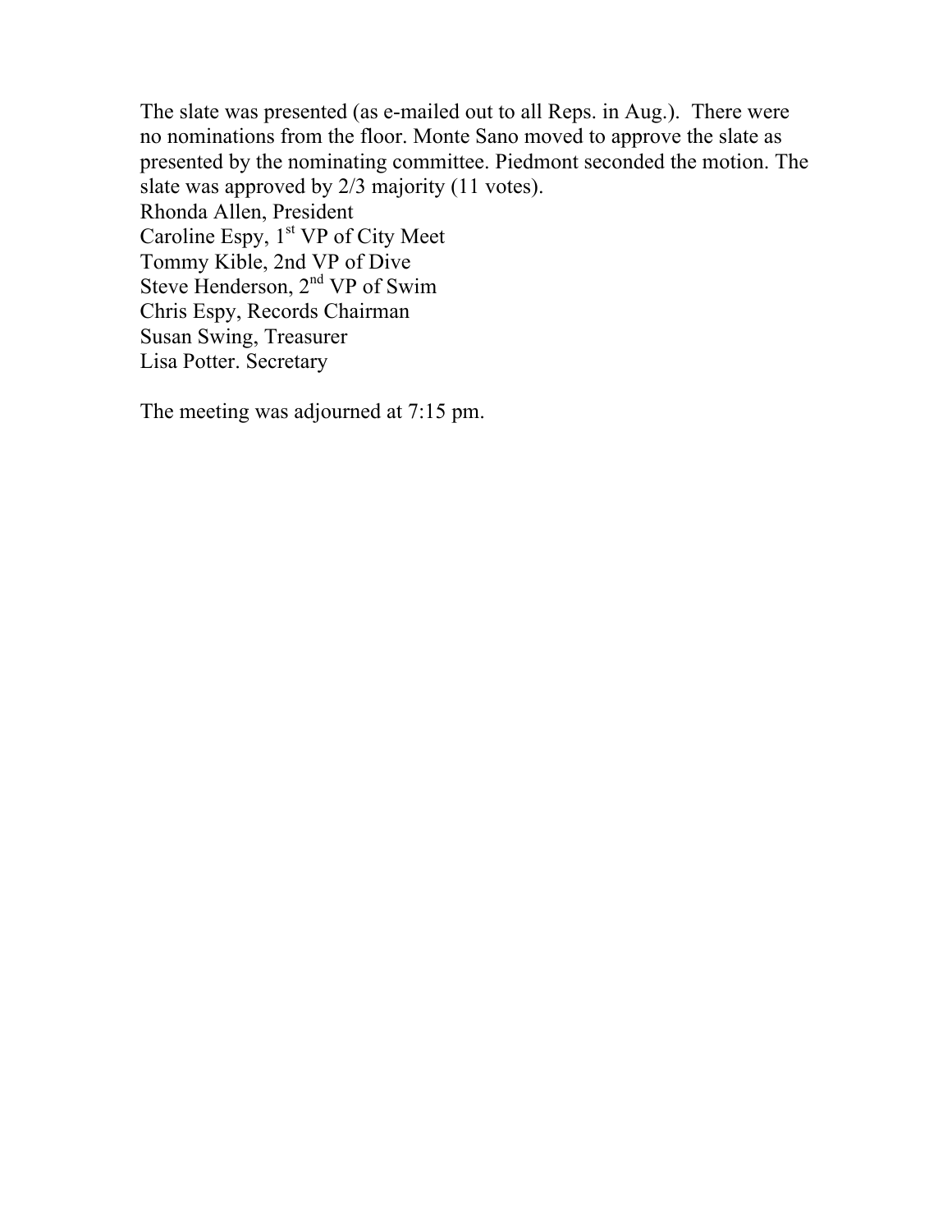The slate was presented (as e-mailed out to all Reps. in Aug.). There were no nominations from the floor. Monte Sano moved to approve the slate as presented by the nominating committee. Piedmont seconded the motion. The slate was approved by 2/3 majority (11 votes).

Rhonda Allen, President
Caroline Espy, 1st VP of City Meet
Tommy Kible, 2nd VP of Dive
Steve Henderson, 2nd VP of Swim
Chris Espy, Records Chairman
Susan Swing, Treasurer
Lisa Potter. Secretary

The meeting was adjourned at 7:15 pm.